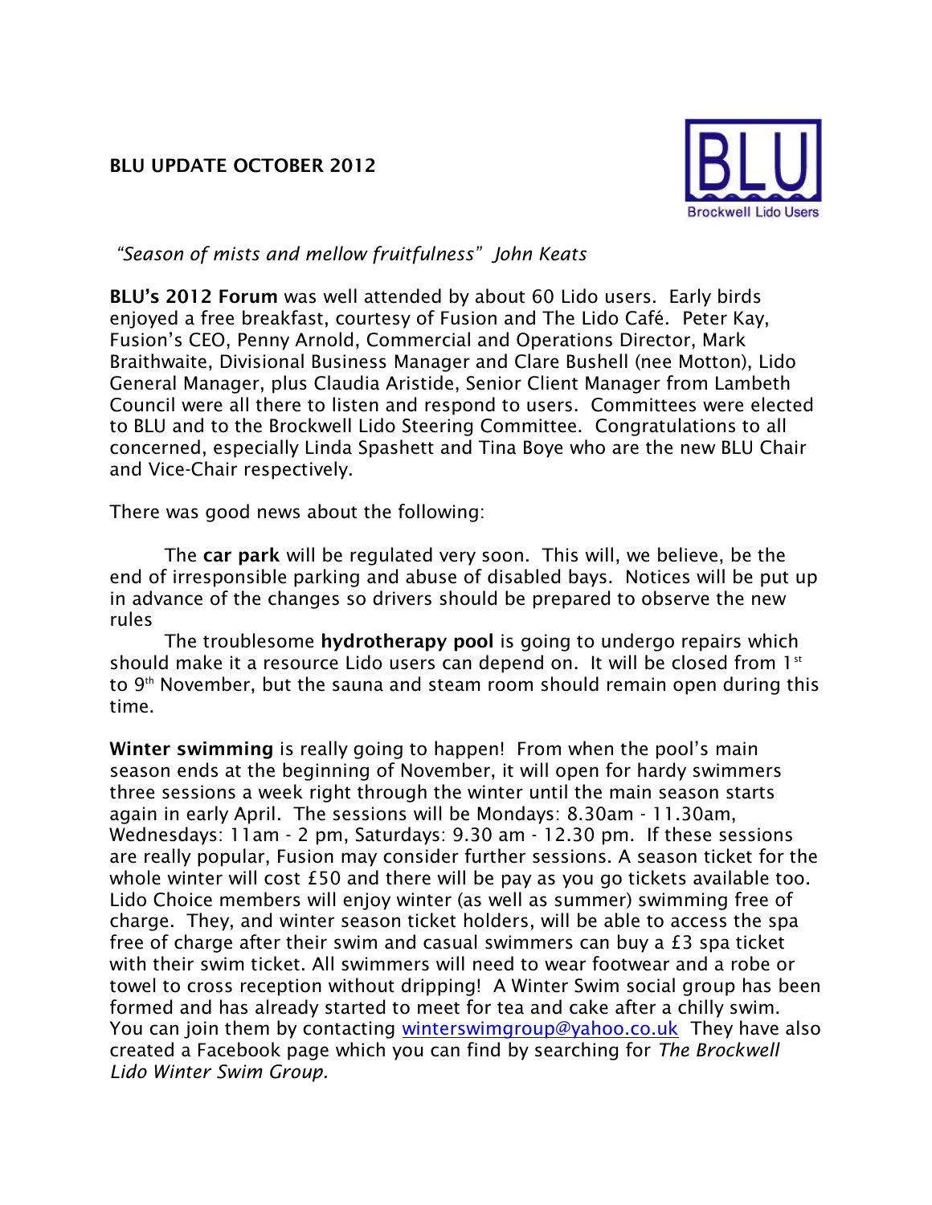# BLU UPDATE OCTOBER 2012

BLU
Brockwell Lido Users

*"Season of mists and mellow fruitfulness" John Keats*

**BLU's 2012 Forum** was well attended by about 60 Lido users. Early birds enjoyed a free breakfast, courtesy of Fusion and The Lido Café. Peter Kay, Fusion's CEO, Penny Arnold, Commercial and Operations Director, Mark Braithwaite, Divisional Business Manager and Clare Bushell (nee Motton), Lido General Manager, plus Claudia Aristide, Senior Client Manager from Lambeth Council were all there to listen and respond to users. Committees were elected to BLU and to the Brockwell Lido Steering Committee. Congratulations to all concerned, especially Linda Spashett and Tina Boye who are the new BLU Chair and Vice-Chair respectively.

There was good news about the following:

The **car park** will be regulated very soon. This will, we believe, be the end of irresponsible parking and abuse of disabled bays. Notices will be put up in advance of the changes so drivers should be prepared to observe the new rules

The troublesome **hydrotherapy pool** is going to undergo repairs which should make it a resource Lido users can depend on. It will be closed from 1st to 9th November, but the sauna and steam room should remain open during this time.

**Winter swimming** is really going to happen! From when the pool's main season ends at the beginning of November, it will open for hardy swimmers three sessions a week right through the winter until the main season starts again in early April. The sessions will be Mondays: 8.30am - 11.30am, Wednesdays: 11am - 2 pm, Saturdays: 9.30 am - 12.30 pm. If these sessions are really popular, Fusion may consider further sessions. A season ticket for the whole winter will cost £50 and there will be pay as you go tickets available too. Lido Choice members will enjoy winter (as well as summer) swimming free of charge. They, and winter season ticket holders, will be able to access the spa free of charge after their swim and casual swimmers can buy a £3 spa ticket with their swim ticket. All swimmers will need to wear footwear and a robe or towel to cross reception without dripping! A Winter Swim social group has been formed and has already started to meet for tea and cake after a chilly swim. You can join them by contacting winterswimgroup@yahoo.co.uk They have also created a Facebook page which you can find by searching for *The Brockwell Lido Winter Swim Group.*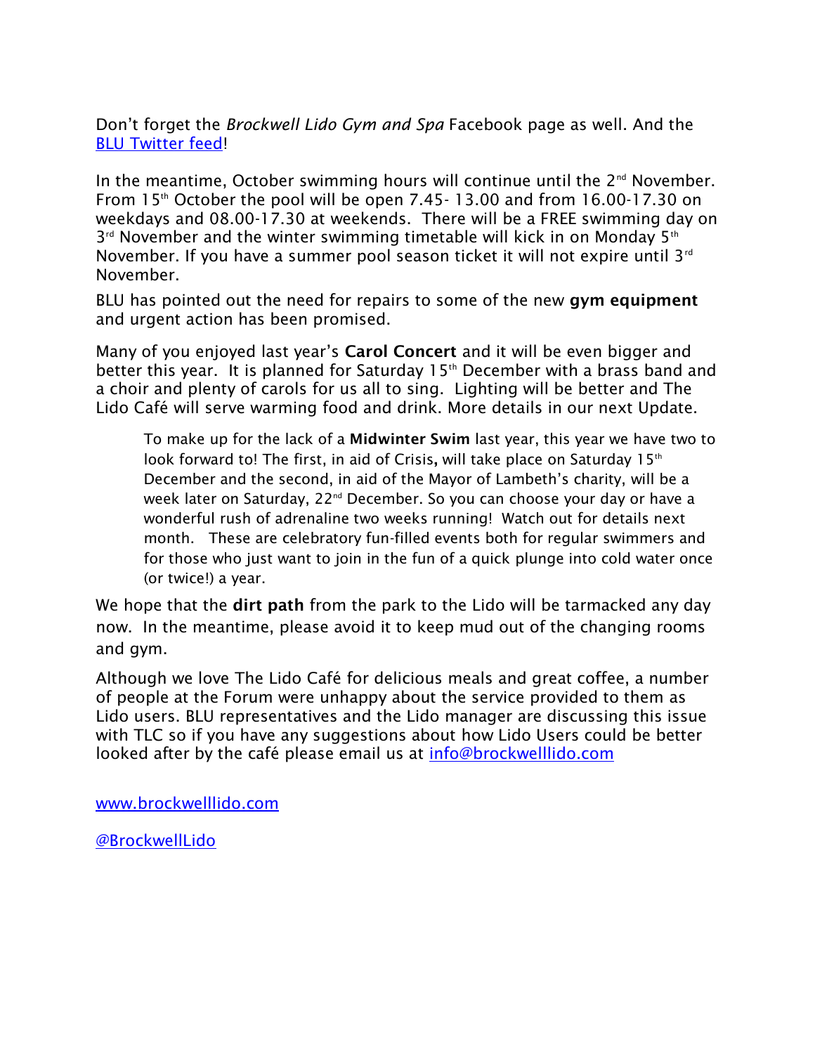Don't forget the *Brockwell Lido Gym and Spa* Facebook page as well. And the [BLU Twitter feed]!

In the meantime, October swimming hours will continue until the 2nd November. From 15th October the pool will be open 7.45- 13.00 and from 16.00-17.30 on weekdays and 08.00-17.30 at weekends. There will be a FREE swimming day on 3rd November and the winter swimming timetable will kick in on Monday 5th November. If you have a summer pool season ticket it will not expire until 3rd November.

BLU has pointed out the need for repairs to some of the new **gym equipment** and urgent action has been promised.

Many of you enjoyed last year's **Carol Concert** and it will be even bigger and better this year. It is planned for Saturday 15th December with a brass band and a choir and plenty of carols for us all to sing. Lighting will be better and The Lido Café will serve warming food and drink. More details in our next Update.

> To make up for the lack of a **Midwinter Swim** last year, this year we have two to look forward to! The first, in aid of Crisis**,** will take place on Saturday 15th December and the second, in aid of the Mayor of Lambeth's charity, will be a week later on Saturday, 22nd December. So you can choose your day or have a wonderful rush of adrenaline two weeks running! Watch out for details next month. These are celebratory fun-filled events both for regular swimmers and for those who just want to join in the fun of a quick plunge into cold water once (or twice!) a year.

We hope that the **dirt path** from the park to the Lido will be tarmacked any day now. In the meantime, please avoid it to keep mud out of the changing rooms and gym.

Although we love The Lido Café for delicious meals and great coffee, a number of people at the Forum were unhappy about the service provided to them as Lido users. BLU representatives and the Lido manager are discussing this issue with TLC so if you have any suggestions about how Lido Users could be better looked after by the café please email us at info@brockwelllido.com

www.brockwelllido.com

@BrockwellLido